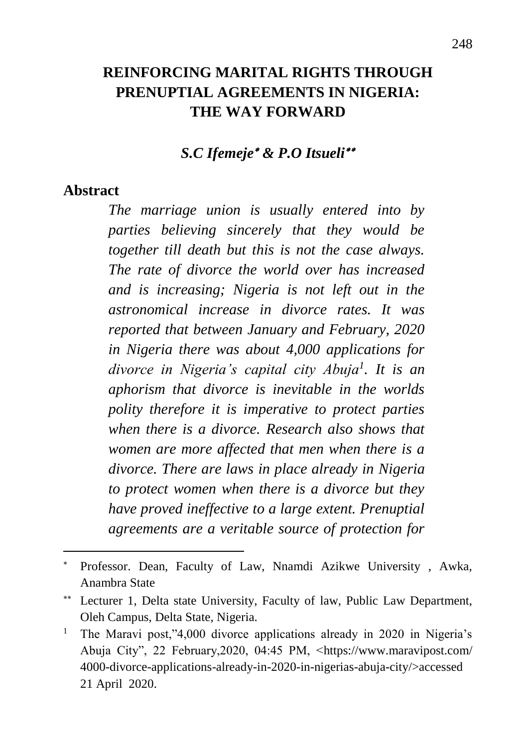# REINFORCING MARITAL RIGHTS THROUGH PRENUPTIAL AGREEMENTS IN NIGERIA: THE WAY FORWARD

***S.C Ifemeje*[∗]* & P.O Itsueli*[∗∗]***

## Abstract

*The marriage union is usually entered into by parties believing sincerely that they would be together till death but this is not the case always. The rate of divorce the world over has increased and is increasing; Nigeria is not left out in the astronomical increase in divorce rates. It was reported that between January and February, 2020 in Nigeria there was about 4,000 applications for divorce in Nigeria's capital city Abuja*[1]*. It is an aphorism that divorce is inevitable in the worlds polity therefore it is imperative to protect parties when there is a divorce. Research also shows that women are more affected that men when there is a divorce. There are laws in place already in Nigeria to protect women when there is a divorce but they have proved ineffective to a large extent. Prenuptial agreements are a veritable source of protection for*

---

[∗] Professor. Dean, Faculty of Law, Nnamdi Azikwe University , Awka, Anambra State

[∗∗] Lecturer 1, Delta state University, Faculty of law, Public Law Department, Oleh Campus, Delta State, Nigeria.

[1] The Maravi post,"4,000 divorce applications already in 2020 in Nigeria's Abuja City", 22 February,2020, 04:45 PM, <https://www.maravipost.com/4000-divorce-applications-already-in-2020-in-nigerias-abuja-city/>accessed 21 April 2020.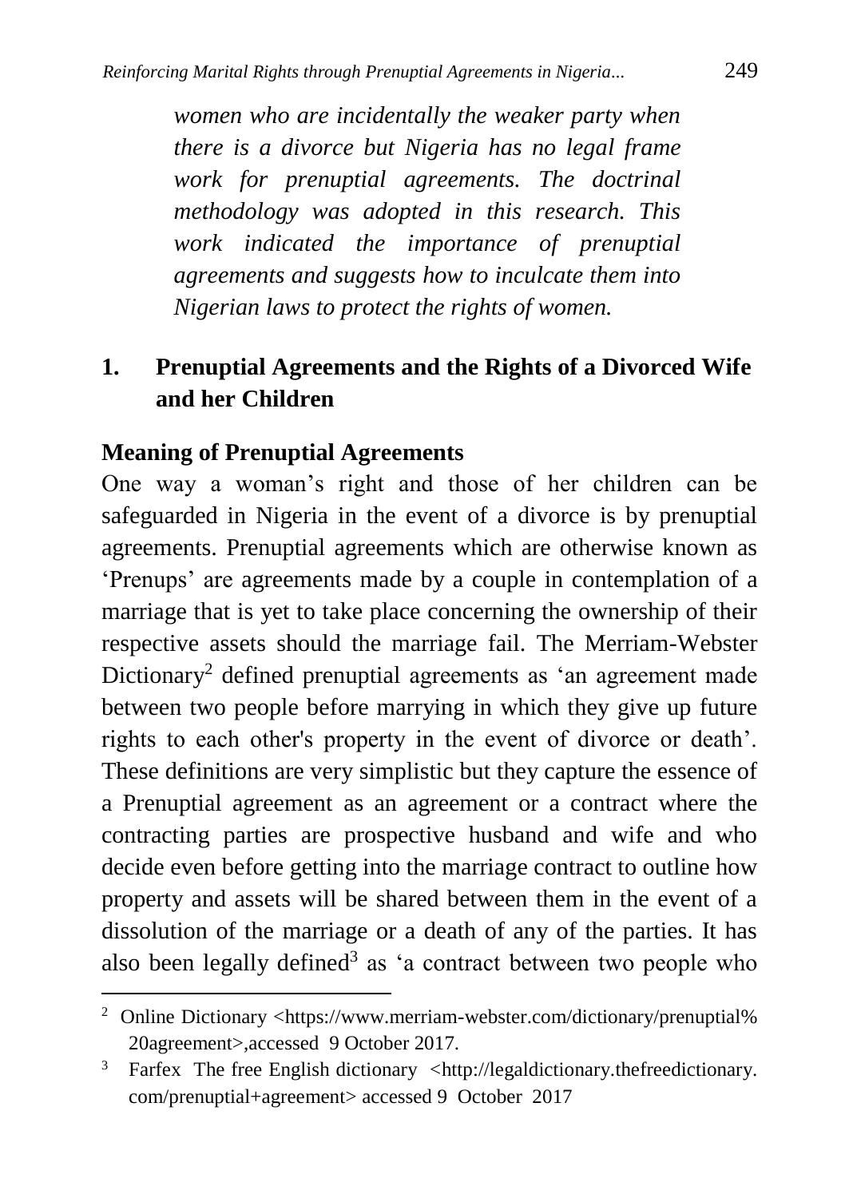*women who are incidentally the weaker party when there is a divorce but Nigeria has no legal frame work for prenuptial agreements. The doctrinal methodology was adopted in this research. This work indicated the importance of prenuptial agreements and suggests how to inculcate them into Nigerian laws to protect the rights of women.*

## 1. Prenuptial Agreements and the Rights of a Divorced Wife and her Children

### Meaning of Prenuptial Agreements

One way a woman's right and those of her children can be safeguarded in Nigeria in the event of a divorce is by prenuptial agreements. Prenuptial agreements which are otherwise known as 'Prenups' are agreements made by a couple in contemplation of a marriage that is yet to take place concerning the ownership of their respective assets should the marriage fail. The Merriam-Webster Dictionary[2] defined prenuptial agreements as 'an agreement made between two people before marrying in which they give up future rights to each other's property in the event of divorce or death'. These definitions are very simplistic but they capture the essence of a Prenuptial agreement as an agreement or a contract where the contracting parties are prospective husband and wife and who decide even before getting into the marriage contract to outline how property and assets will be shared between them in the event of a dissolution of the marriage or a death of any of the parties. It has also been legally defined[3] as 'a contract between two people who

---

[2] Online Dictionary <https://www.merriam-webster.com/dictionary/prenuptial%20agreement>,accessed 9 October 2017.

[3] Farfex The free English dictionary <http://legaldictionary.thefreedictionary.com/prenuptial+agreement> accessed 9 October 2017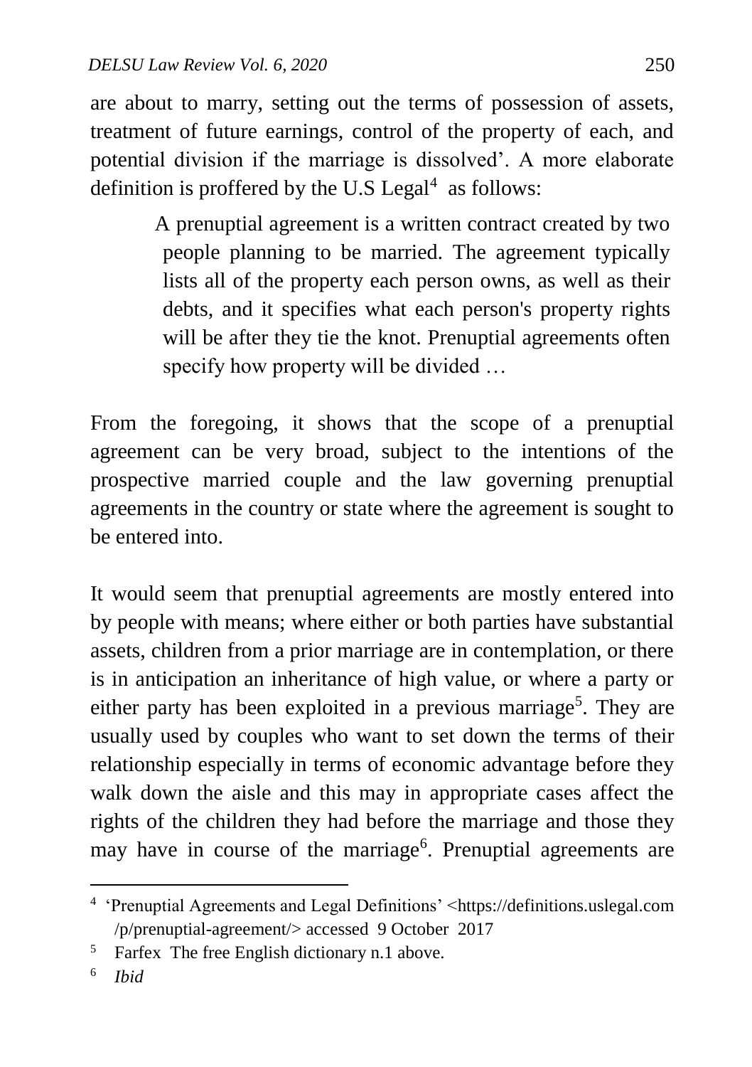are about to marry, setting out the terms of possession of assets, treatment of future earnings, control of the property of each, and potential division if the marriage is dissolved'. A more elaborate definition is proffered by the U.S Legal[4] as follows:

> A prenuptial agreement is a written contract created by two people planning to be married. The agreement typically lists all of the property each person owns, as well as their debts, and it specifies what each person's property rights will be after they tie the knot. Prenuptial agreements often specify how property will be divided …

From the foregoing, it shows that the scope of a prenuptial agreement can be very broad, subject to the intentions of the prospective married couple and the law governing prenuptial agreements in the country or state where the agreement is sought to be entered into.

It would seem that prenuptial agreements are mostly entered into by people with means; where either or both parties have substantial assets, children from a prior marriage are in contemplation, or there is in anticipation an inheritance of high value, or where a party or either party has been exploited in a previous marriage[5]. They are usually used by couples who want to set down the terms of their relationship especially in terms of economic advantage before they walk down the aisle and this may in appropriate cases affect the rights of the children they had before the marriage and those they may have in course of the marriage[6]. Prenuptial agreements are

---

[4] 'Prenuptial Agreements and Legal Definitions' <https://definitions.uslegal.com/p/prenuptial-agreement/> accessed 9 October 2017

[5] Farfex The free English dictionary n.1 above.

[6] *Ibid*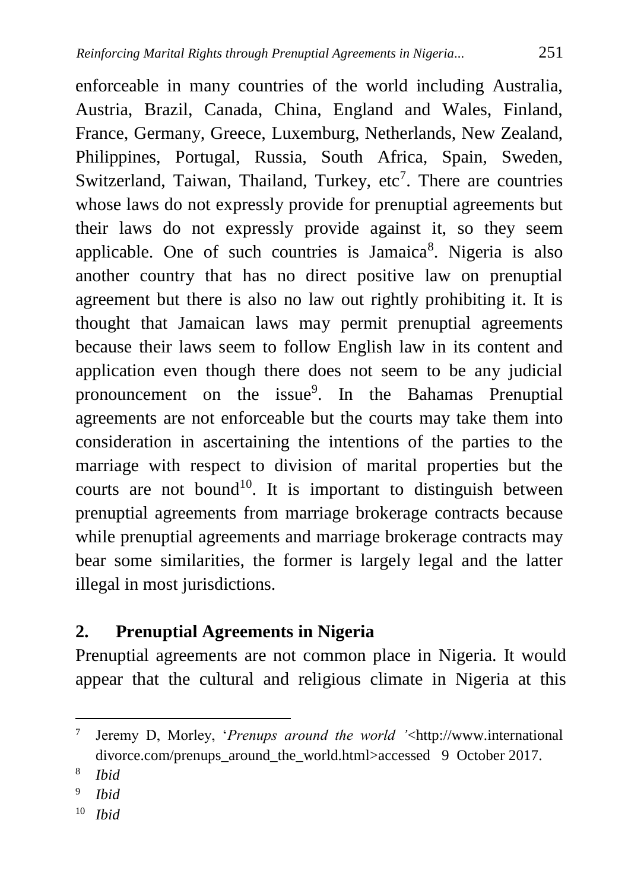enforceable in many countries of the world including Australia, Austria, Brazil, Canada, China, England and Wales, Finland, France, Germany, Greece, Luxemburg, Netherlands, New Zealand, Philippines, Portugal, Russia, South Africa, Spain, Sweden, Switzerland, Taiwan, Thailand, Turkey, etc[7]. There are countries whose laws do not expressly provide for prenuptial agreements but their laws do not expressly provide against it, so they seem applicable. One of such countries is Jamaica[8]. Nigeria is also another country that has no direct positive law on prenuptial agreement but there is also no law out rightly prohibiting it. It is thought that Jamaican laws may permit prenuptial agreements because their laws seem to follow English law in its content and application even though there does not seem to be any judicial pronouncement on the issue[9]. In the Bahamas Prenuptial agreements are not enforceable but the courts may take them into consideration in ascertaining the intentions of the parties to the marriage with respect to division of marital properties but the courts are not bound[10]. It is important to distinguish between prenuptial agreements from marriage brokerage contracts because while prenuptial agreements and marriage brokerage contracts may bear some similarities, the former is largely legal and the latter illegal in most jurisdictions.

## 2. Prenuptial Agreements in Nigeria

Prenuptial agreements are not common place in Nigeria. It would appear that the cultural and religious climate in Nigeria at this

---

[7] Jeremy D, Morley, '*Prenups around the world* '<http://www.internationaldivorce.com/prenups_around_the_world.html>accessed 9 October 2017.

[8] *Ibid*

[9] *Ibid*

[10] *Ibid*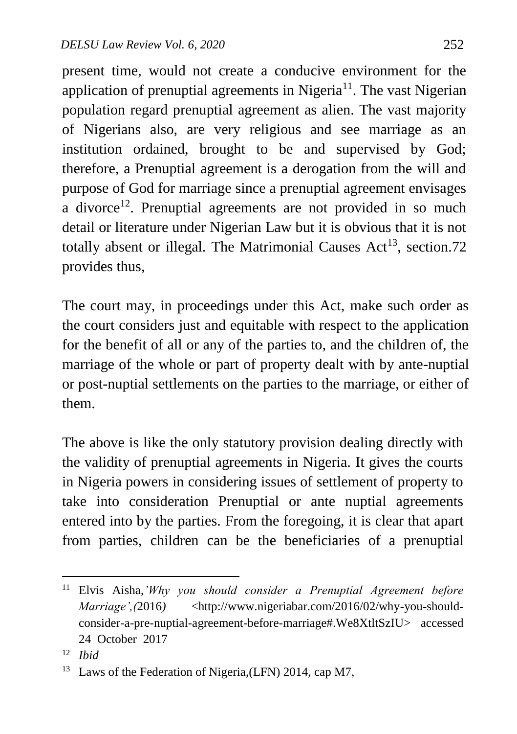present time, would not create a conducive environment for the application of prenuptial agreements in Nigeria[11]. The vast Nigerian population regard prenuptial agreement as alien. The vast majority of Nigerians also, are very religious and see marriage as an institution ordained, brought to be and supervised by God; therefore, a Prenuptial agreement is a derogation from the will and purpose of God for marriage since a prenuptial agreement envisages a divorce[12]. Prenuptial agreements are not provided in so much detail or literature under Nigerian Law but it is obvious that it is not totally absent or illegal. The Matrimonial Causes Act[13], section.72 provides thus,

The court may, in proceedings under this Act, make such order as the court considers just and equitable with respect to the application for the benefit of all or any of the parties to, and the children of, the marriage of the whole or part of property dealt with by ante-nuptial or post-nuptial settlements on the parties to the marriage, or either of them.

The above is like the only statutory provision dealing directly with the validity of prenuptial agreements in Nigeria. It gives the courts in Nigeria powers in considering issues of settlement of property to take into consideration Prenuptial or ante nuptial agreements entered into by the parties. From the foregoing, it is clear that apart from parties, children can be the beneficiaries of a prenuptial

---

[11] Elvis Aisha,*'Why you should consider a Prenuptial Agreement before Marriage',(*2016*)* <http://www.nigeriabar.com/2016/02/why-you-should-consider-a-pre-nuptial-agreement-before-marriage#.We8XtltSzIU> accessed 24 October 2017

[12] *Ibid*

[13] Laws of the Federation of Nigeria,(LFN) 2014, cap M7,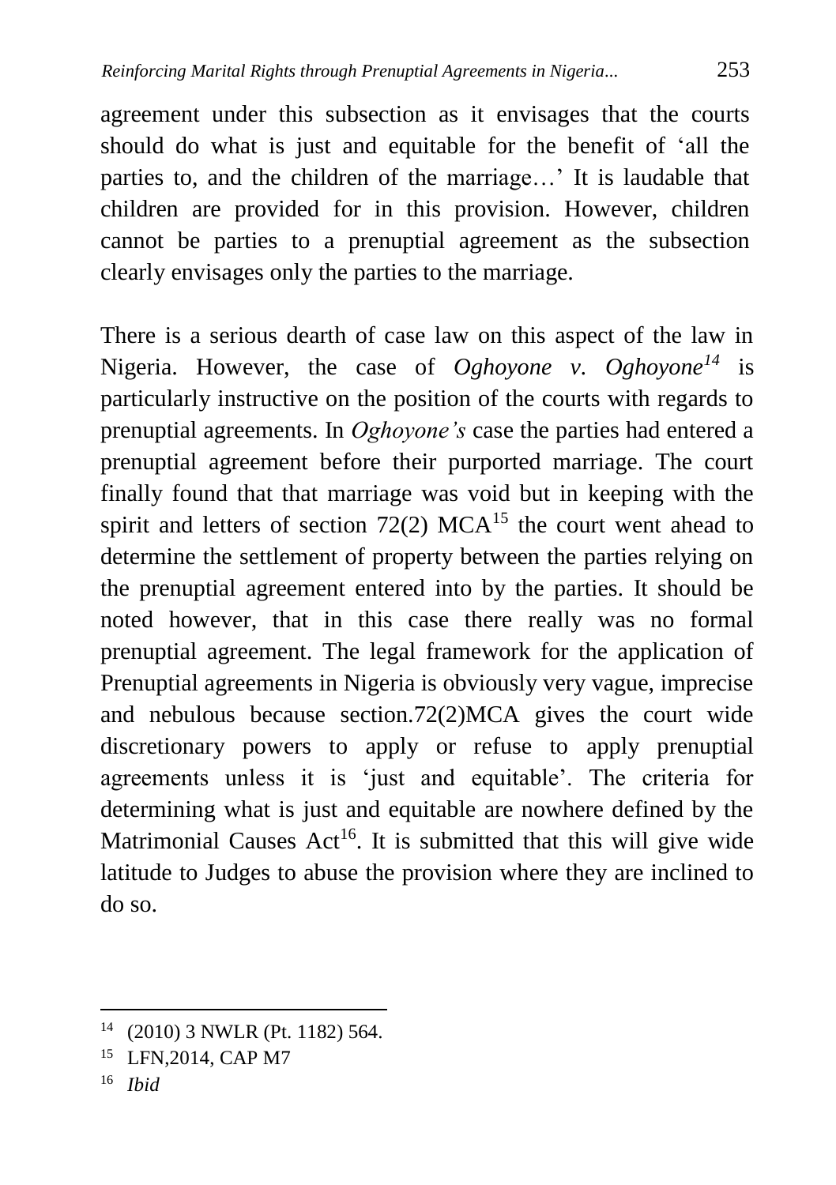agreement under this subsection as it envisages that the courts should do what is just and equitable for the benefit of 'all the parties to, and the children of the marriage…' It is laudable that children are provided for in this provision. However, children cannot be parties to a prenuptial agreement as the subsection clearly envisages only the parties to the marriage.

There is a serious dearth of case law on this aspect of the law in Nigeria. However, the case of *Oghoyone v. Oghoyone*[14] is particularly instructive on the position of the courts with regards to prenuptial agreements. In *Oghoyone's* case the parties had entered a prenuptial agreement before their purported marriage. The court finally found that that marriage was void but in keeping with the spirit and letters of section 72(2) MCA[15] the court went ahead to determine the settlement of property between the parties relying on the prenuptial agreement entered into by the parties. It should be noted however, that in this case there really was no formal prenuptial agreement. The legal framework for the application of Prenuptial agreements in Nigeria is obviously very vague, imprecise and nebulous because section.72(2)MCA gives the court wide discretionary powers to apply or refuse to apply prenuptial agreements unless it is 'just and equitable'. The criteria for determining what is just and equitable are nowhere defined by the Matrimonial Causes Act[16]. It is submitted that this will give wide latitude to Judges to abuse the provision where they are inclined to do so.

---

[14] (2010) 3 NWLR (Pt. 1182) 564.

[15] LFN,2014, CAP M7

[16] *Ibid*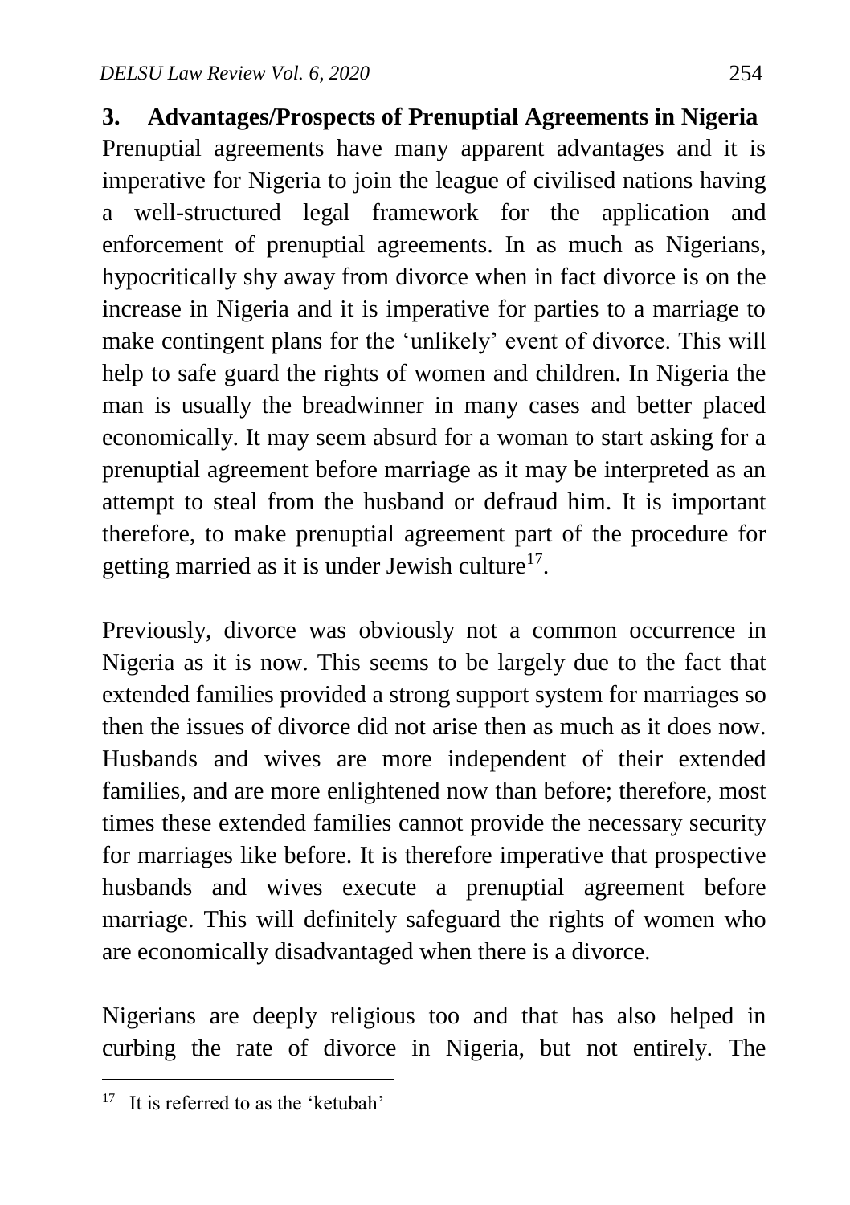## 3. Advantages/Prospects of Prenuptial Agreements in Nigeria

Prenuptial agreements have many apparent advantages and it is imperative for Nigeria to join the league of civilised nations having a well-structured legal framework for the application and enforcement of prenuptial agreements. In as much as Nigerians, hypocritically shy away from divorce when in fact divorce is on the increase in Nigeria and it is imperative for parties to a marriage to make contingent plans for the 'unlikely' event of divorce. This will help to safe guard the rights of women and children. In Nigeria the man is usually the breadwinner in many cases and better placed economically. It may seem absurd for a woman to start asking for a prenuptial agreement before marriage as it may be interpreted as an attempt to steal from the husband or defraud him. It is important therefore, to make prenuptial agreement part of the procedure for getting married as it is under Jewish culture[17].

Previously, divorce was obviously not a common occurrence in Nigeria as it is now. This seems to be largely due to the fact that extended families provided a strong support system for marriages so then the issues of divorce did not arise then as much as it does now. Husbands and wives are more independent of their extended families, and are more enlightened now than before; therefore, most times these extended families cannot provide the necessary security for marriages like before. It is therefore imperative that prospective husbands and wives execute a prenuptial agreement before marriage. This will definitely safeguard the rights of women who are economically disadvantaged when there is a divorce.

Nigerians are deeply religious too and that has also helped in curbing the rate of divorce in Nigeria, but not entirely. The

---

[17] It is referred to as the 'ketubah'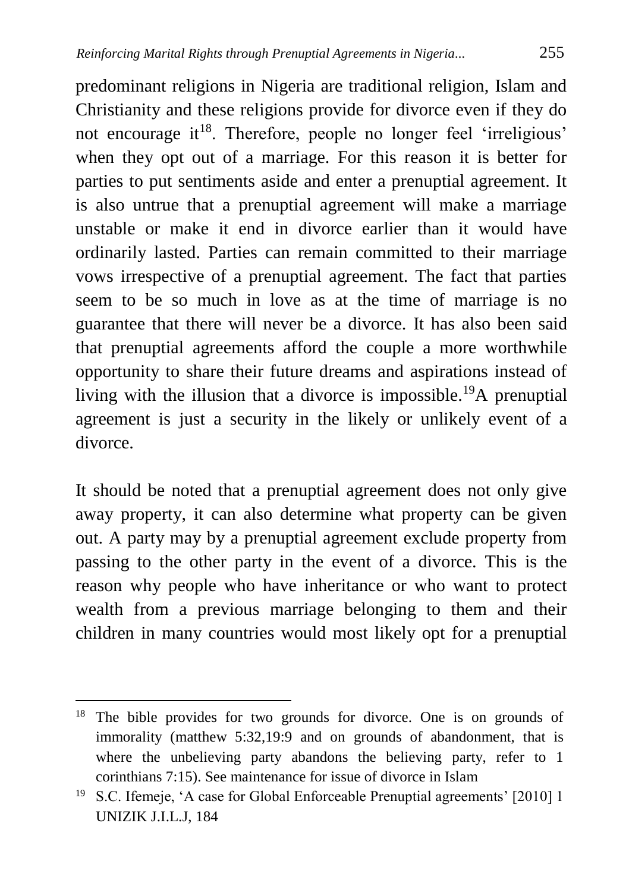predominant religions in Nigeria are traditional religion, Islam and Christianity and these religions provide for divorce even if they do not encourage it[18]. Therefore, people no longer feel 'irreligious' when they opt out of a marriage. For this reason it is better for parties to put sentiments aside and enter a prenuptial agreement. It is also untrue that a prenuptial agreement will make a marriage unstable or make it end in divorce earlier than it would have ordinarily lasted. Parties can remain committed to their marriage vows irrespective of a prenuptial agreement. The fact that parties seem to be so much in love as at the time of marriage is no guarantee that there will never be a divorce. It has also been said that prenuptial agreements afford the couple a more worthwhile opportunity to share their future dreams and aspirations instead of living with the illusion that a divorce is impossible.[19]A prenuptial agreement is just a security in the likely or unlikely event of a divorce.

It should be noted that a prenuptial agreement does not only give away property, it can also determine what property can be given out. A party may by a prenuptial agreement exclude property from passing to the other party in the event of a divorce. This is the reason why people who have inheritance or who want to protect wealth from a previous marriage belonging to them and their children in many countries would most likely opt for a prenuptial

---

[18] The bible provides for two grounds for divorce. One is on grounds of immorality (matthew 5:32,19:9 and on grounds of abandonment, that is where the unbelieving party abandons the believing party, refer to 1 corinthians 7:15). See maintenance for issue of divorce in Islam

[19] S.C. Ifemeje, 'A case for Global Enforceable Prenuptial agreements' [2010] 1 UNIZIK J.I.L.J, 184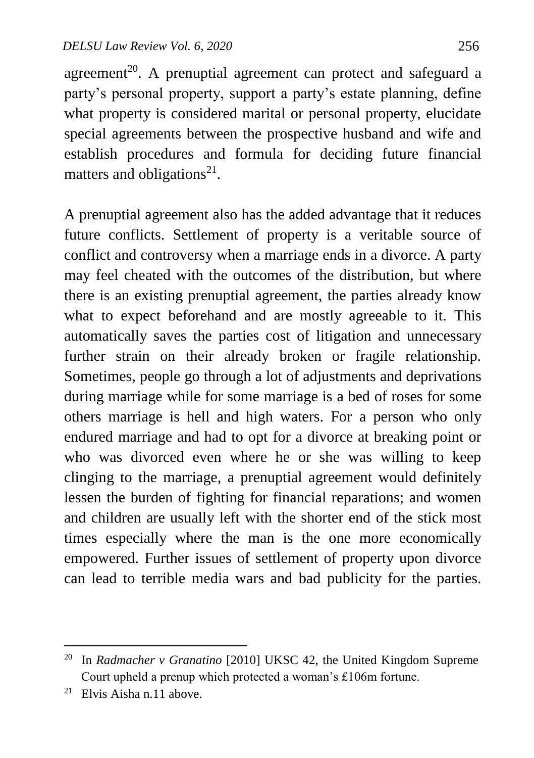agreement[20]. A prenuptial agreement can protect and safeguard a party's personal property, support a party's estate planning, define what property is considered marital or personal property, elucidate special agreements between the prospective husband and wife and establish procedures and formula for deciding future financial matters and obligations[21].

A prenuptial agreement also has the added advantage that it reduces future conflicts. Settlement of property is a veritable source of conflict and controversy when a marriage ends in a divorce. A party may feel cheated with the outcomes of the distribution, but where there is an existing prenuptial agreement, the parties already know what to expect beforehand and are mostly agreeable to it. This automatically saves the parties cost of litigation and unnecessary further strain on their already broken or fragile relationship. Sometimes, people go through a lot of adjustments and deprivations during marriage while for some marriage is a bed of roses for some others marriage is hell and high waters. For a person who only endured marriage and had to opt for a divorce at breaking point or who was divorced even where he or she was willing to keep clinging to the marriage, a prenuptial agreement would definitely lessen the burden of fighting for financial reparations; and women and children are usually left with the shorter end of the stick most times especially where the man is the one more economically empowered. Further issues of settlement of property upon divorce can lead to terrible media wars and bad publicity for the parties.

---

[20] In *Radmacher v Granatino* [2010] UKSC 42, the United Kingdom Supreme Court upheld a prenup which protected a woman's £106m fortune.

[21] Elvis Aisha n.11 above.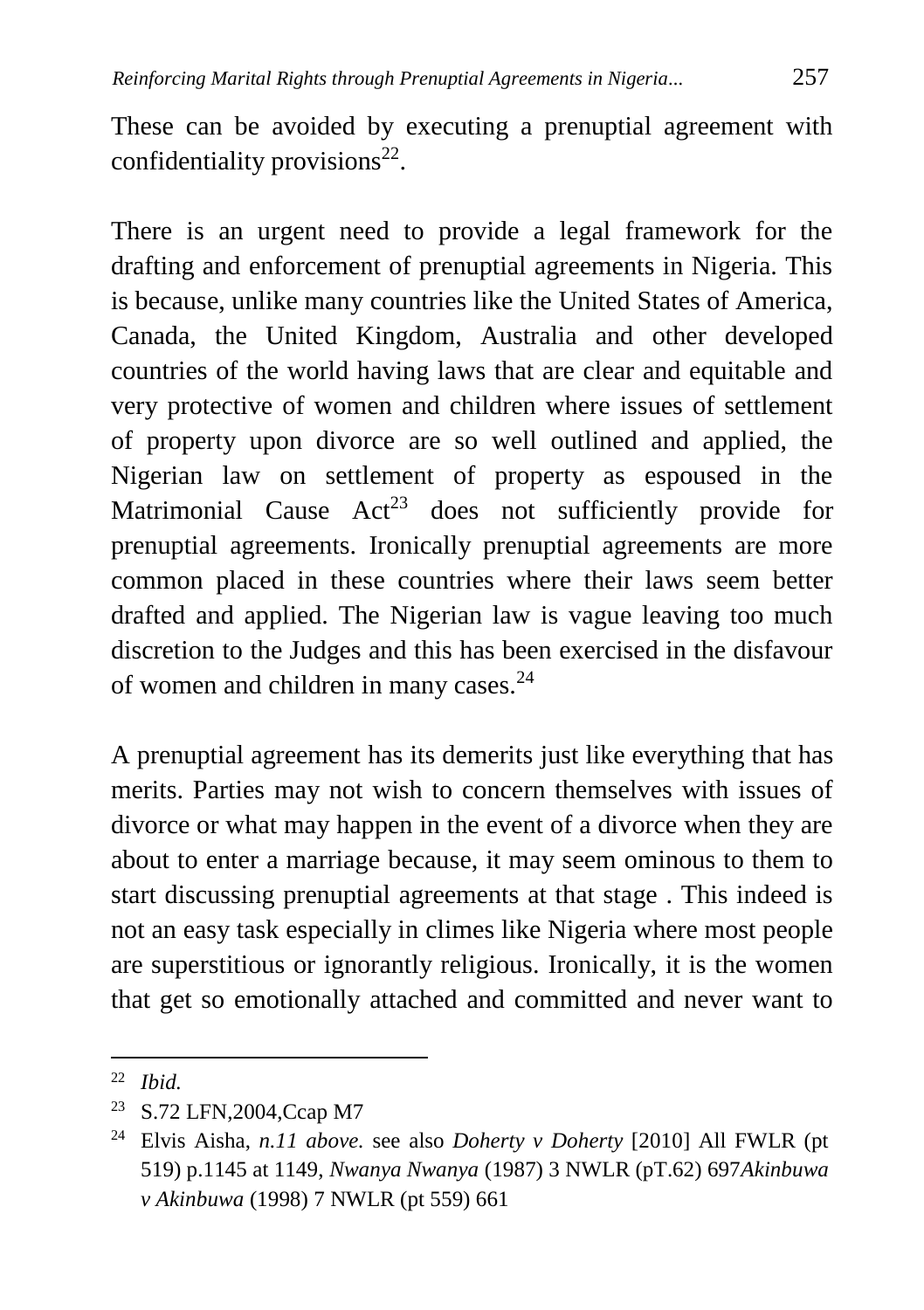These can be avoided by executing a prenuptial agreement with confidentiality provisions[22].

There is an urgent need to provide a legal framework for the drafting and enforcement of prenuptial agreements in Nigeria. This is because, unlike many countries like the United States of America, Canada, the United Kingdom, Australia and other developed countries of the world having laws that are clear and equitable and very protective of women and children where issues of settlement of property upon divorce are so well outlined and applied, the Nigerian law on settlement of property as espoused in the Matrimonial Cause Act[23] does not sufficiently provide for prenuptial agreements. Ironically prenuptial agreements are more common placed in these countries where their laws seem better drafted and applied. The Nigerian law is vague leaving too much discretion to the Judges and this has been exercised in the disfavour of women and children in many cases.[24]

A prenuptial agreement has its demerits just like everything that has merits. Parties may not wish to concern themselves with issues of divorce or what may happen in the event of a divorce when they are about to enter a marriage because, it may seem ominous to them to start discussing prenuptial agreements at that stage . This indeed is not an easy task especially in climes like Nigeria where most people are superstitious or ignorantly religious. Ironically, it is the women that get so emotionally attached and committed and never want to

---

[22] *Ibid.*

[23] S.72 LFN,2004,Ccap M7

[24] Elvis Aisha, *n.11 above.* see also *Doherty v Doherty* [2010] All FWLR (pt 519) p.1145 at 1149, *Nwanya Nwanya* (1987) 3 NWLR (pT.62) 697*Akinbuwa v Akinbuwa* (1998) 7 NWLR (pt 559) 661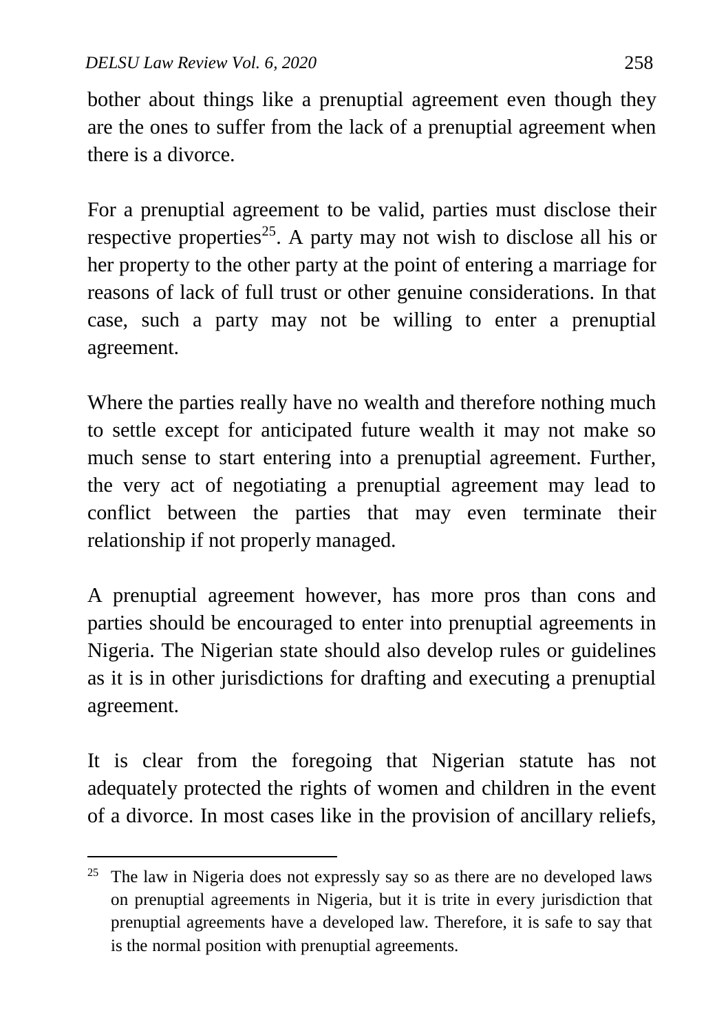bother about things like a prenuptial agreement even though they are the ones to suffer from the lack of a prenuptial agreement when there is a divorce.

For a prenuptial agreement to be valid, parties must disclose their respective properties[25]. A party may not wish to disclose all his or her property to the other party at the point of entering a marriage for reasons of lack of full trust or other genuine considerations. In that case, such a party may not be willing to enter a prenuptial agreement.

Where the parties really have no wealth and therefore nothing much to settle except for anticipated future wealth it may not make so much sense to start entering into a prenuptial agreement. Further, the very act of negotiating a prenuptial agreement may lead to conflict between the parties that may even terminate their relationship if not properly managed.

A prenuptial agreement however, has more pros than cons and parties should be encouraged to enter into prenuptial agreements in Nigeria. The Nigerian state should also develop rules or guidelines as it is in other jurisdictions for drafting and executing a prenuptial agreement.

It is clear from the foregoing that Nigerian statute has not adequately protected the rights of women and children in the event of a divorce. In most cases like in the provision of ancillary reliefs,

---

[25] The law in Nigeria does not expressly say so as there are no developed laws on prenuptial agreements in Nigeria, but it is trite in every jurisdiction that prenuptial agreements have a developed law. Therefore, it is safe to say that is the normal position with prenuptial agreements.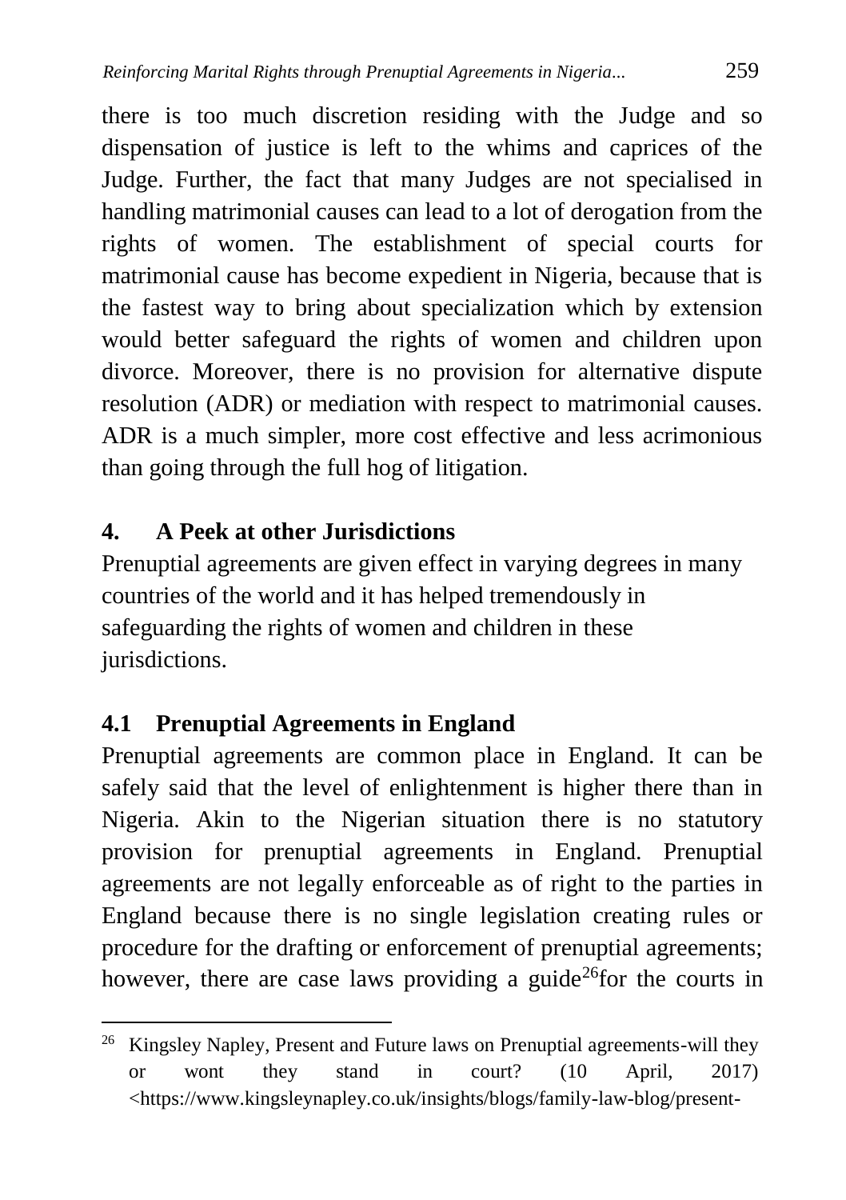there is too much discretion residing with the Judge and so dispensation of justice is left to the whims and caprices of the Judge. Further, the fact that many Judges are not specialised in handling matrimonial causes can lead to a lot of derogation from the rights of women. The establishment of special courts for matrimonial cause has become expedient in Nigeria, because that is the fastest way to bring about specialization which by extension would better safeguard the rights of women and children upon divorce. Moreover, there is no provision for alternative dispute resolution (ADR) or mediation with respect to matrimonial causes. ADR is a much simpler, more cost effective and less acrimonious than going through the full hog of litigation.

## 4. A Peek at other Jurisdictions

Prenuptial agreements are given effect in varying degrees in many countries of the world and it has helped tremendously in safeguarding the rights of women and children in these jurisdictions.

### 4.1 Prenuptial Agreements in England

Prenuptial agreements are common place in England. It can be safely said that the level of enlightenment is higher there than in Nigeria. Akin to the Nigerian situation there is no statutory provision for prenuptial agreements in England. Prenuptial agreements are not legally enforceable as of right to the parties in England because there is no single legislation creating rules or procedure for the drafting or enforcement of prenuptial agreements; however, there are case laws providing a guide[26]for the courts in

---

[26] Kingsley Napley, Present and Future laws on Prenuptial agreements-will they or wont they stand in court? (10 April, 2017) <https://www.kingsleynapley.co.uk/insights/blogs/family-law-blog/present-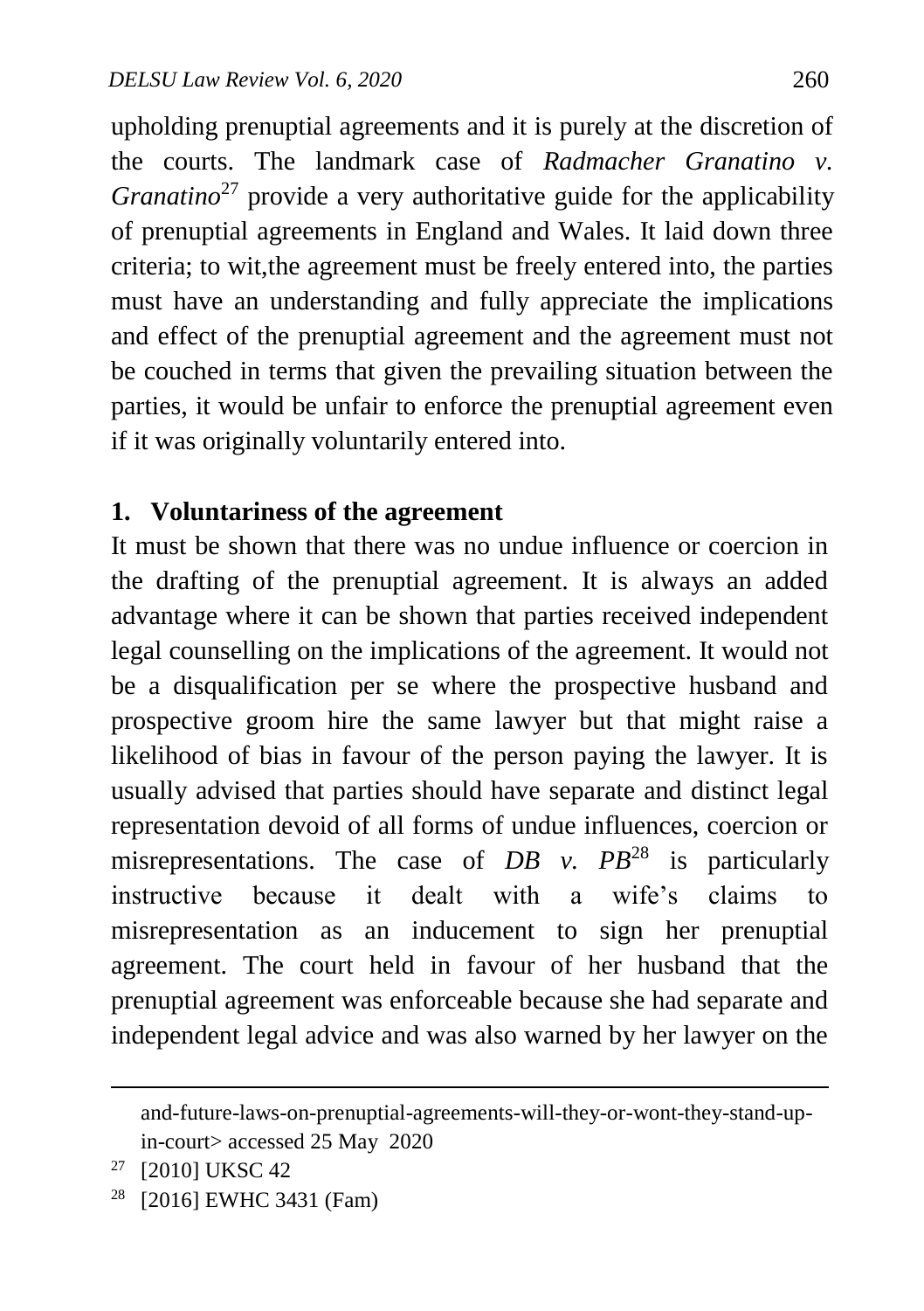upholding prenuptial agreements and it is purely at the discretion of the courts. The landmark case of *Radmacher Granatino v. Granatino*[27] provide a very authoritative guide for the applicability of prenuptial agreements in England and Wales. It laid down three criteria; to wit,the agreement must be freely entered into, the parties must have an understanding and fully appreciate the implications and effect of the prenuptial agreement and the agreement must not be couched in terms that given the prevailing situation between the parties, it would be unfair to enforce the prenuptial agreement even if it was originally voluntarily entered into.

**1. Voluntariness of the agreement**

It must be shown that there was no undue influence or coercion in the drafting of the prenuptial agreement. It is always an added advantage where it can be shown that parties received independent legal counselling on the implications of the agreement. It would not be a disqualification per se where the prospective husband and prospective groom hire the same lawyer but that might raise a likelihood of bias in favour of the person paying the lawyer. It is usually advised that parties should have separate and distinct legal representation devoid of all forms of undue influences, coercion or misrepresentations. The case of *DB v. PB*[28] is particularly instructive because it dealt with a wife's claims to misrepresentation as an inducement to sign her prenuptial agreement. The court held in favour of her husband that the prenuptial agreement was enforceable because she had separate and independent legal advice and was also warned by her lawyer on the

---

and-future-laws-on-prenuptial-agreements-will-they-or-wont-they-stand-up-in-court> accessed 25 May 2020

[27] [2010] UKSC 42

[28] [2016] EWHC 3431 (Fam)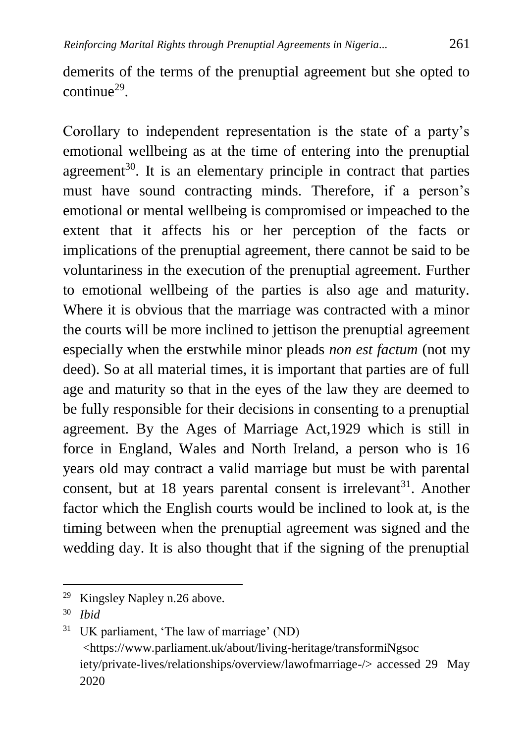demerits of the terms of the prenuptial agreement but she opted to continue[29].

Corollary to independent representation is the state of a party's emotional wellbeing as at the time of entering into the prenuptial agreement[30]. It is an elementary principle in contract that parties must have sound contracting minds. Therefore, if a person's emotional or mental wellbeing is compromised or impeached to the extent that it affects his or her perception of the facts or implications of the prenuptial agreement, there cannot be said to be voluntariness in the execution of the prenuptial agreement. Further to emotional wellbeing of the parties is also age and maturity. Where it is obvious that the marriage was contracted with a minor the courts will be more inclined to jettison the prenuptial agreement especially when the erstwhile minor pleads *non est factum* (not my deed). So at all material times, it is important that parties are of full age and maturity so that in the eyes of the law they are deemed to be fully responsible for their decisions in consenting to a prenuptial agreement. By the Ages of Marriage Act,1929 which is still in force in England, Wales and North Ireland, a person who is 16 years old may contract a valid marriage but must be with parental consent, but at 18 years parental consent is irrelevant[31]. Another factor which the English courts would be inclined to look at, is the timing between when the prenuptial agreement was signed and the wedding day. It is also thought that if the signing of the prenuptial

---

[29] Kingsley Napley n.26 above.

[30] *Ibid*

[31] UK parliament, 'The law of marriage' (ND) <https://www.parliament.uk/about/living-heritage/transformiNgsociety/private-lives/relationships/overview/lawofmarriage-/> accessed 29 May 2020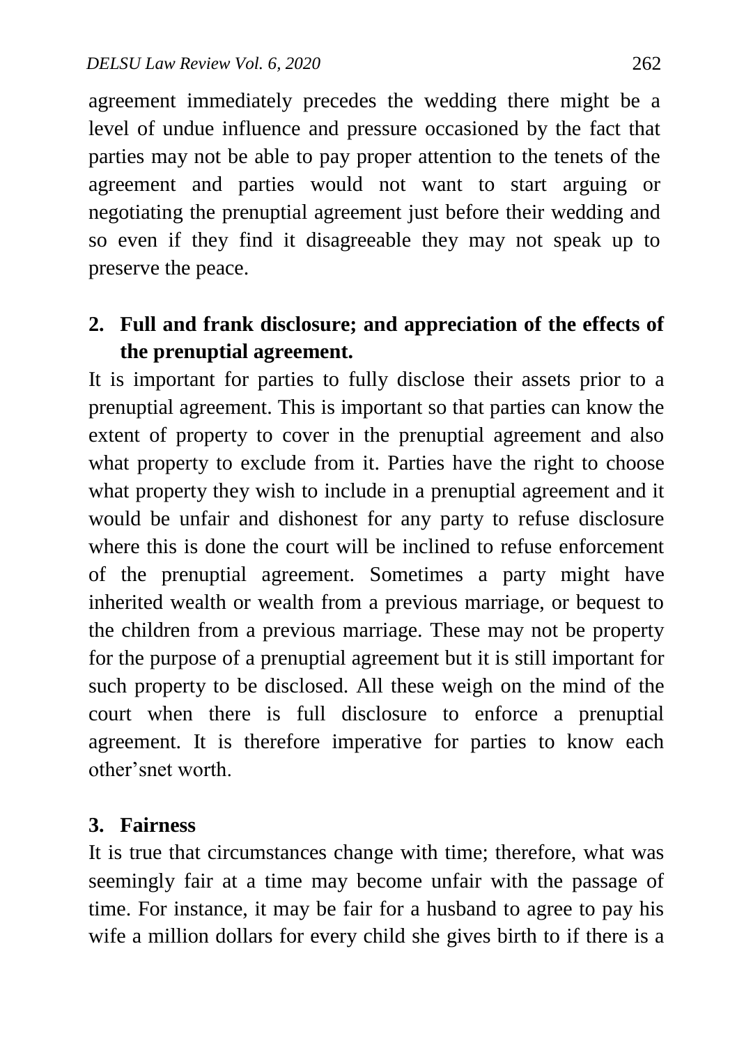agreement immediately precedes the wedding there might be a level of undue influence and pressure occasioned by the fact that parties may not be able to pay proper attention to the tenets of the agreement and parties would not want to start arguing or negotiating the prenuptial agreement just before their wedding and so even if they find it disagreeable they may not speak up to preserve the peace.

2. **Full and frank disclosure; and appreciation of the effects of the prenuptial agreement.**

It is important for parties to fully disclose their assets prior to a prenuptial agreement. This is important so that parties can know the extent of property to cover in the prenuptial agreement and also what property to exclude from it. Parties have the right to choose what property they wish to include in a prenuptial agreement and it would be unfair and dishonest for any party to refuse disclosure where this is done the court will be inclined to refuse enforcement of the prenuptial agreement. Sometimes a party might have inherited wealth or wealth from a previous marriage, or bequest to the children from a previous marriage. These may not be property for the purpose of a prenuptial agreement but it is still important for such property to be disclosed. All these weigh on the mind of the court when there is full disclosure to enforce a prenuptial agreement. It is therefore imperative for parties to know each other'snet worth.

3. **Fairness**

It is true that circumstances change with time; therefore, what was seemingly fair at a time may become unfair with the passage of time. For instance, it may be fair for a husband to agree to pay his wife a million dollars for every child she gives birth to if there is a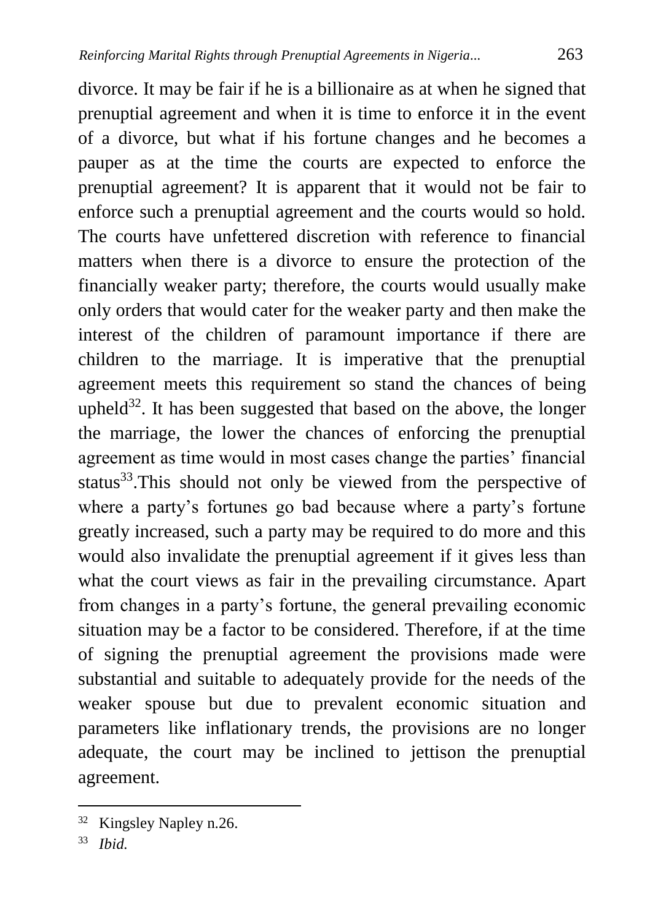divorce. It may be fair if he is a billionaire as at when he signed that prenuptial agreement and when it is time to enforce it in the event of a divorce, but what if his fortune changes and he becomes a pauper as at the time the courts are expected to enforce the prenuptial agreement? It is apparent that it would not be fair to enforce such a prenuptial agreement and the courts would so hold. The courts have unfettered discretion with reference to financial matters when there is a divorce to ensure the protection of the financially weaker party; therefore, the courts would usually make only orders that would cater for the weaker party and then make the interest of the children of paramount importance if there are children to the marriage. It is imperative that the prenuptial agreement meets this requirement so stand the chances of being upheld[32]. It has been suggested that based on the above, the longer the marriage, the lower the chances of enforcing the prenuptial agreement as time would in most cases change the parties' financial status[33].This should not only be viewed from the perspective of where a party's fortunes go bad because where a party's fortune greatly increased, such a party may be required to do more and this would also invalidate the prenuptial agreement if it gives less than what the court views as fair in the prevailing circumstance. Apart from changes in a party's fortune, the general prevailing economic situation may be a factor to be considered. Therefore, if at the time of signing the prenuptial agreement the provisions made were substantial and suitable to adequately provide for the needs of the weaker spouse but due to prevalent economic situation and parameters like inflationary trends, the provisions are no longer adequate, the court may be inclined to jettison the prenuptial agreement.

---

[32] Kingsley Napley n.26.

[33] *Ibid.*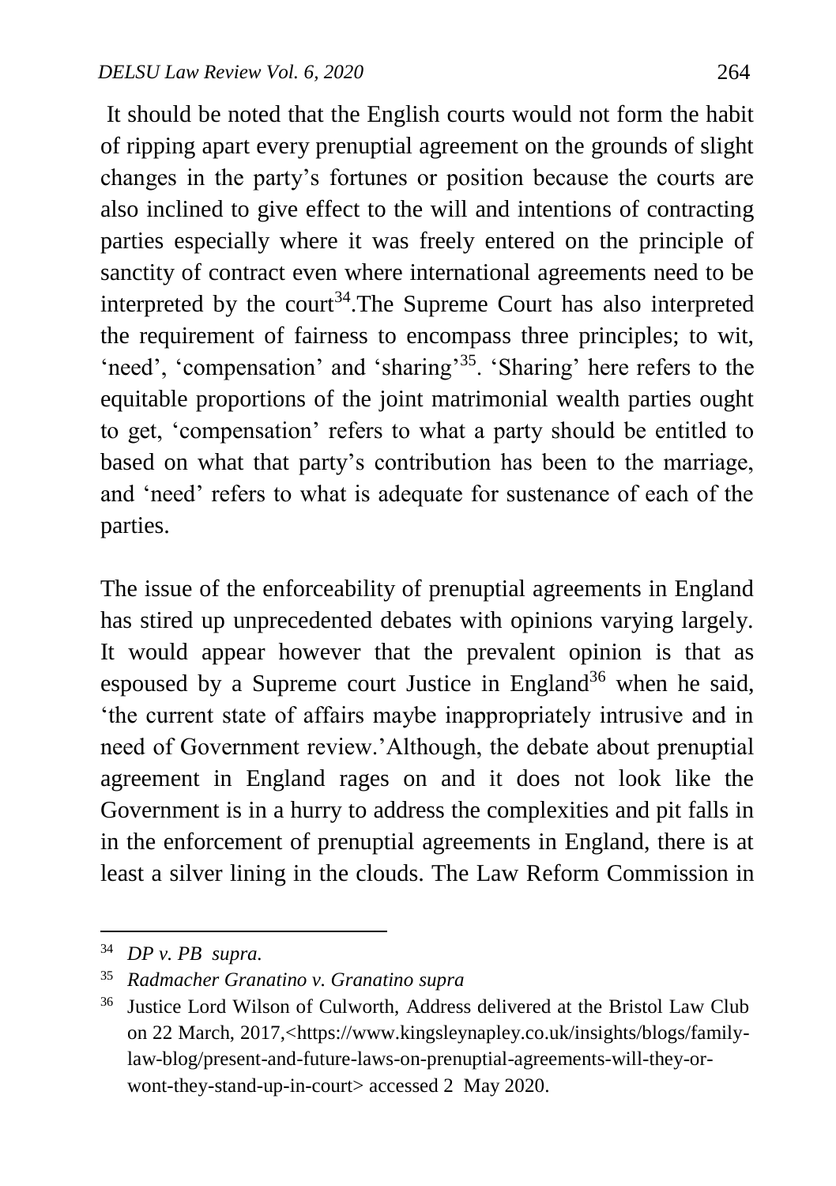It should be noted that the English courts would not form the habit of ripping apart every prenuptial agreement on the grounds of slight changes in the party's fortunes or position because the courts are also inclined to give effect to the will and intentions of contracting parties especially where it was freely entered on the principle of sanctity of contract even where international agreements need to be interpreted by the court[34].The Supreme Court has also interpreted the requirement of fairness to encompass three principles; to wit, 'need', 'compensation' and 'sharing'[35]. 'Sharing' here refers to the equitable proportions of the joint matrimonial wealth parties ought to get, 'compensation' refers to what a party should be entitled to based on what that party's contribution has been to the marriage, and 'need' refers to what is adequate for sustenance of each of the parties.

The issue of the enforceability of prenuptial agreements in England has stired up unprecedented debates with opinions varying largely. It would appear however that the prevalent opinion is that as espoused by a Supreme court Justice in England[36] when he said, 'the current state of affairs maybe inappropriately intrusive and in need of Government review.'Although, the debate about prenuptial agreement in England rages on and it does not look like the Government is in a hurry to address the complexities and pit falls in in the enforcement of prenuptial agreements in England, there is at least a silver lining in the clouds. The Law Reform Commission in

---

[34] *DP v. PB supra.*

[35] *Radmacher Granatino v. Granatino supra*

[36] Justice Lord Wilson of Culworth, Address delivered at the Bristol Law Club on 22 March, 2017,<https://www.kingsleynapley.co.uk/insights/blogs/family-law-blog/present-and-future-laws-on-prenuptial-agreements-will-they-or-wont-they-stand-up-in-court> accessed 2 May 2020.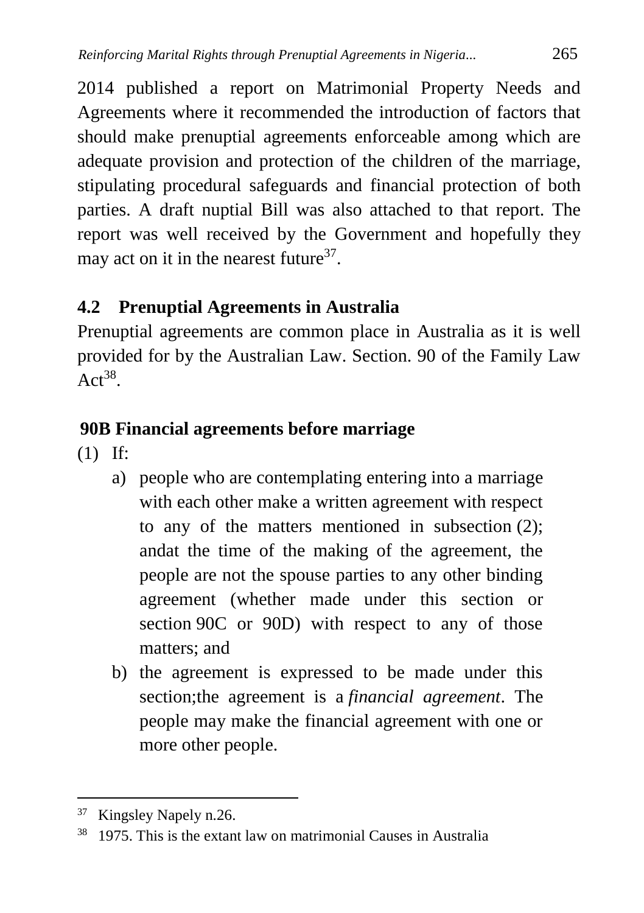2014 published a report on Matrimonial Property Needs and Agreements where it recommended the introduction of factors that should make prenuptial agreements enforceable among which are adequate provision and protection of the children of the marriage, stipulating procedural safeguards and financial protection of both parties. A draft nuptial Bill was also attached to that report. The report was well received by the Government and hopefully they may act on it in the nearest future[37].

## 4.2 Prenuptial Agreements in Australia

Prenuptial agreements are common place in Australia as it is well provided for by the Australian Law. Section. 90 of the Family Law Act[38].

**90B Financial agreements before marriage**

(1) If:

a) people who are contemplating entering into a marriage with each other make a written agreement with respect to any of the matters mentioned in subsection (2); andat the time of the making of the agreement, the people are not the spouse parties to any other binding agreement (whether made under this section or section 90C or 90D) with respect to any of those matters; and

b) the agreement is expressed to be made under this section;the agreement is a *financial agreement*. The people may make the financial agreement with one or more other people.

---

[37] Kingsley Napely n.26.

[38] 1975. This is the extant law on matrimonial Causes in Australia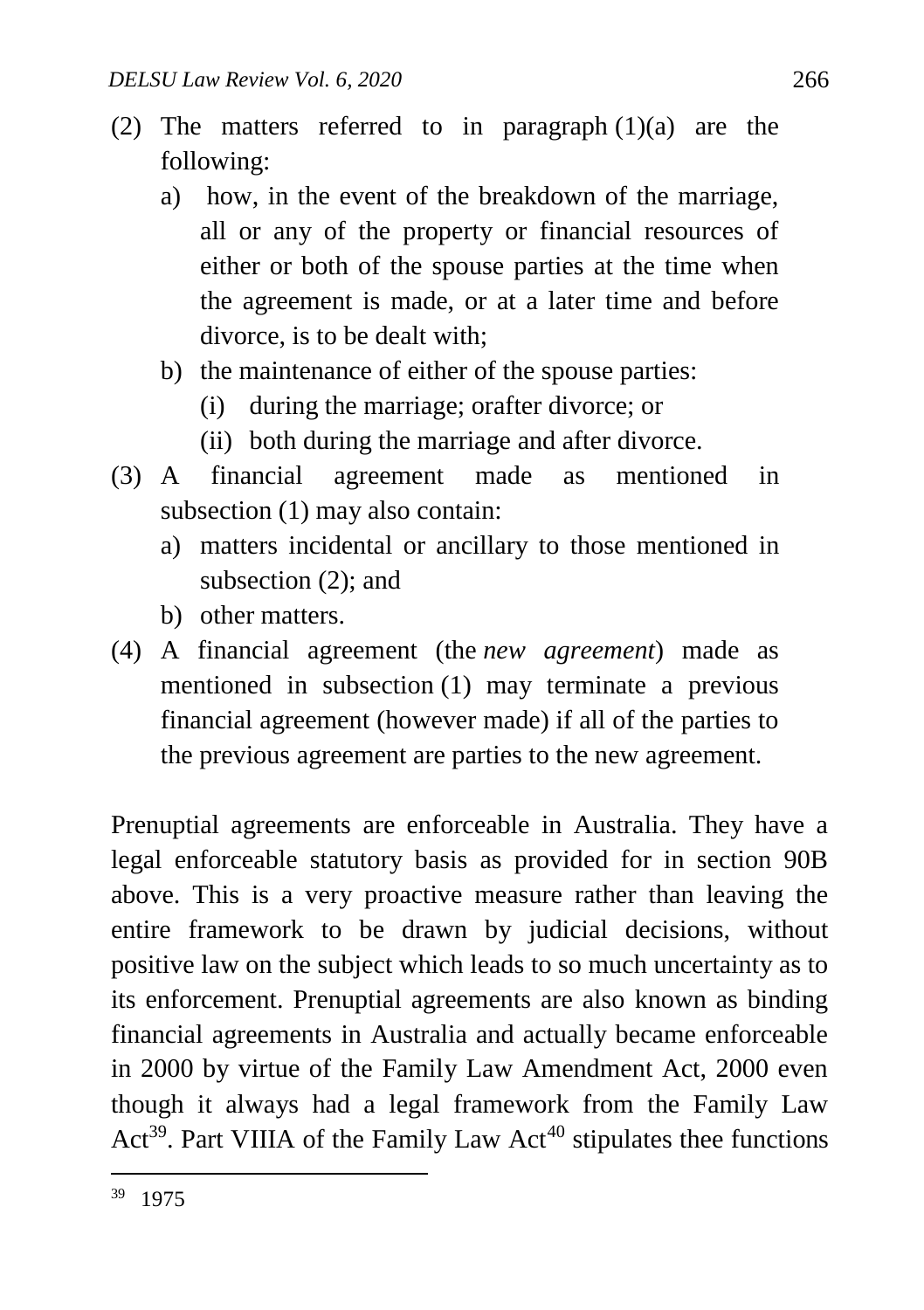(2) The matters referred to in paragraph (1)(a) are the following:

  a) how, in the event of the breakdown of the marriage, all or any of the property or financial resources of either or both of the spouse parties at the time when the agreement is made, or at a later time and before divorce, is to be dealt with;

  b) the maintenance of either of the spouse parties:

    (i) during the marriage; orafter divorce; or

    (ii) both during the marriage and after divorce.

(3) A financial agreement made as mentioned in subsection (1) may also contain:

  a) matters incidental or ancillary to those mentioned in subsection (2); and

  b) other matters.

(4) A financial agreement (the *new agreement*) made as mentioned in subsection (1) may terminate a previous financial agreement (however made) if all of the parties to the previous agreement are parties to the new agreement.

Prenuptial agreements are enforceable in Australia. They have a legal enforceable statutory basis as provided for in section 90B above. This is a very proactive measure rather than leaving the entire framework to be drawn by judicial decisions, without positive law on the subject which leads to so much uncertainty as to its enforcement. Prenuptial agreements are also known as binding financial agreements in Australia and actually became enforceable in 2000 by virtue of the Family Law Amendment Act, 2000 even though it always had a legal framework from the Family Law Act[39]. Part VIIIA of the Family Law Act[40] stipulates thee functions

---

[39] 1975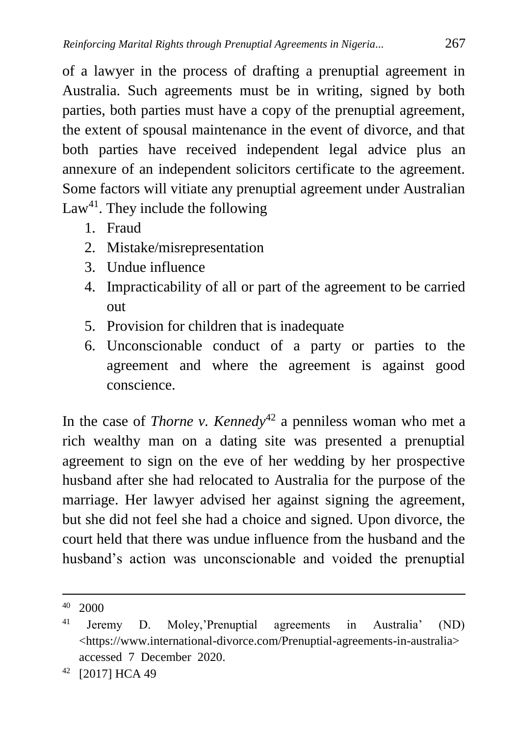of a lawyer in the process of drafting a prenuptial agreement in Australia. Such agreements must be in writing, signed by both parties, both parties must have a copy of the prenuptial agreement, the extent of spousal maintenance in the event of divorce, and that both parties have received independent legal advice plus an annexure of an independent solicitors certificate to the agreement. Some factors will vitiate any prenuptial agreement under Australian Law[41]. They include the following

1. Fraud
2. Mistake/misrepresentation
3. Undue influence
4. Impracticability of all or part of the agreement to be carried out
5. Provision for children that is inadequate
6. Unconscionable conduct of a party or parties to the agreement and where the agreement is against good conscience.

In the case of *Thorne v. Kennedy*[42] a penniless woman who met a rich wealthy man on a dating site was presented a prenuptial agreement to sign on the eve of her wedding by her prospective husband after she had relocated to Australia for the purpose of the marriage. Her lawyer advised her against signing the agreement, but she did not feel she had a choice and signed. Upon divorce, the court held that there was undue influence from the husband and the husband's action was unconscionable and voided the prenuptial

---

[40] 2000

[41] Jeremy D. Moley,'Prenuptial agreements in Australia' (ND) <https://www.international-divorce.com/Prenuptial-agreements-in-australia> accessed 7 December 2020.

[42] [2017] HCA 49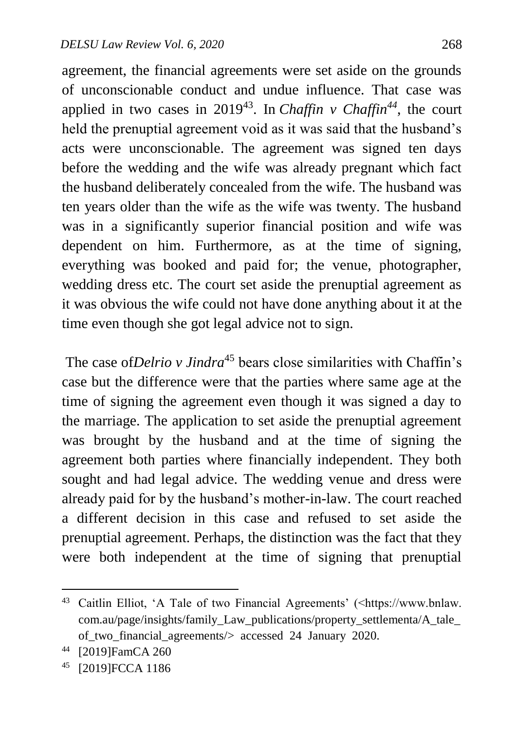agreement, the financial agreements were set aside on the grounds of unconscionable conduct and undue influence. That case was applied in two cases in 2019[43]. In *Chaffin v Chaffin[44]*, the court held the prenuptial agreement void as it was said that the husband's acts were unconscionable. The agreement was signed ten days before the wedding and the wife was already pregnant which fact the husband deliberately concealed from the wife. The husband was ten years older than the wife as the wife was twenty. The husband was in a significantly superior financial position and wife was dependent on him. Furthermore, as at the time of signing, everything was booked and paid for; the venue, photographer, wedding dress etc. The court set aside the prenuptial agreement as it was obvious the wife could not have done anything about it at the time even though she got legal advice not to sign.

The case of*Delrio v Jindra*[45] bears close similarities with Chaffin's case but the difference were that the parties where same age at the time of signing the agreement even though it was signed a day to the marriage. The application to set aside the prenuptial agreement was brought by the husband and at the time of signing the agreement both parties where financially independent. They both sought and had legal advice. The wedding venue and dress were already paid for by the husband's mother-in-law. The court reached a different decision in this case and refused to set aside the prenuptial agreement. Perhaps, the distinction was the fact that they were both independent at the time of signing that prenuptial

---

[43] Caitlin Elliot, 'A Tale of two Financial Agreements' (<https://www.bnlaw.com.au/page/insights/family_Law_publications/property_settlementa/A_tale_of_two_financial_agreements/> accessed 24 January 2020.

[44] [2019]FamCA 260

[45] [2019]FCCA 1186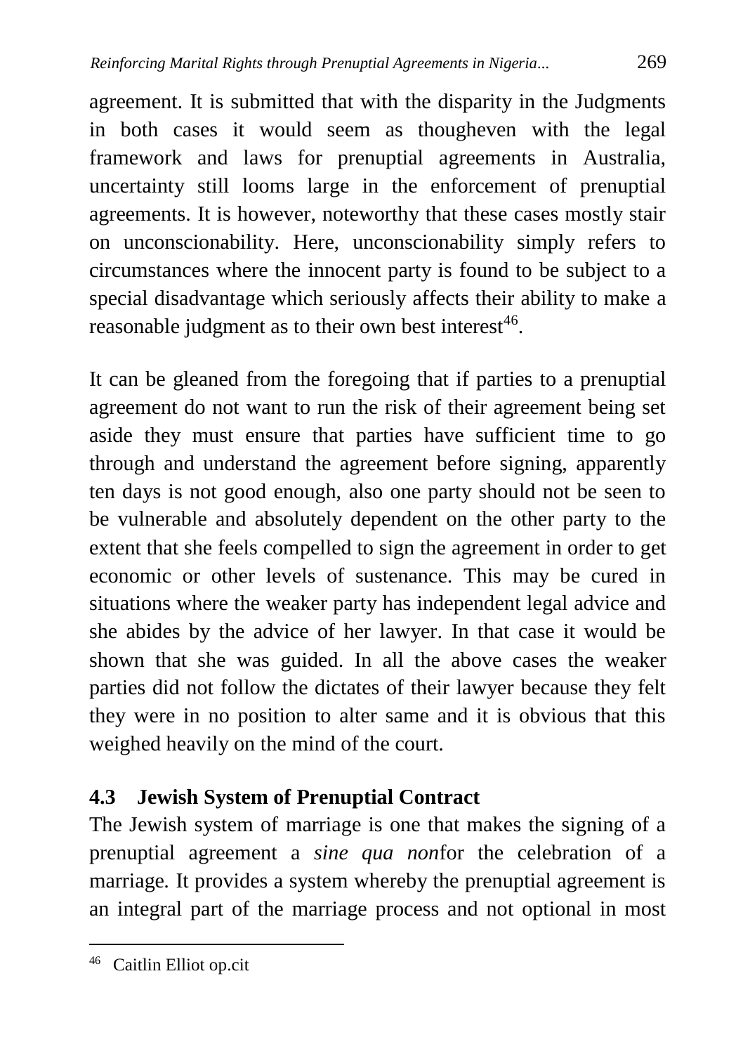agreement. It is submitted that with the disparity in the Judgments in both cases it would seem as thougheven with the legal framework and laws for prenuptial agreements in Australia, uncertainty still looms large in the enforcement of prenuptial agreements. It is however, noteworthy that these cases mostly stair on unconscionability. Here, unconscionability simply refers to circumstances where the innocent party is found to be subject to a special disadvantage which seriously affects their ability to make a reasonable judgment as to their own best interest[46].

It can be gleaned from the foregoing that if parties to a prenuptial agreement do not want to run the risk of their agreement being set aside they must ensure that parties have sufficient time to go through and understand the agreement before signing, apparently ten days is not good enough, also one party should not be seen to be vulnerable and absolutely dependent on the other party to the extent that she feels compelled to sign the agreement in order to get economic or other levels of sustenance. This may be cured in situations where the weaker party has independent legal advice and she abides by the advice of her lawyer. In that case it would be shown that she was guided. In all the above cases the weaker parties did not follow the dictates of their lawyer because they felt they were in no position to alter same and it is obvious that this weighed heavily on the mind of the court.

### 4.3 Jewish System of Prenuptial Contract

The Jewish system of marriage is one that makes the signing of a prenuptial agreement a *sine qua non*for the celebration of a marriage. It provides a system whereby the prenuptial agreement is an integral part of the marriage process and not optional in most

---

[46] Caitlin Elliot op.cit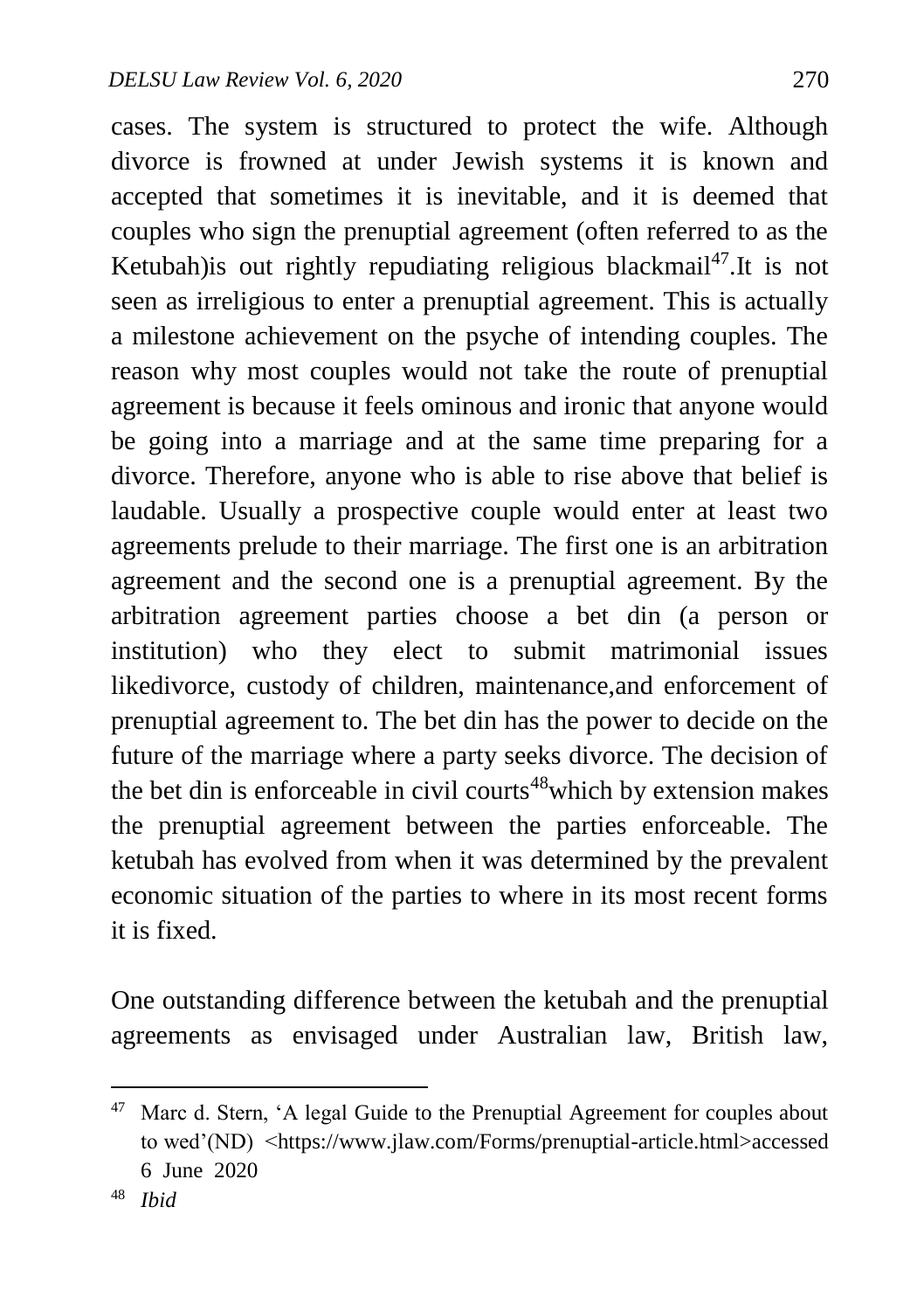cases. The system is structured to protect the wife. Although divorce is frowned at under Jewish systems it is known and accepted that sometimes it is inevitable, and it is deemed that couples who sign the prenuptial agreement (often referred to as the Ketubah)is out rightly repudiating religious blackmail[47].It is not seen as irreligious to enter a prenuptial agreement. This is actually a milestone achievement on the psyche of intending couples. The reason why most couples would not take the route of prenuptial agreement is because it feels ominous and ironic that anyone would be going into a marriage and at the same time preparing for a divorce. Therefore, anyone who is able to rise above that belief is laudable. Usually a prospective couple would enter at least two agreements prelude to their marriage. The first one is an arbitration agreement and the second one is a prenuptial agreement. By the arbitration agreement parties choose a bet din (a person or institution) who they elect to submit matrimonial issues likedivorce, custody of children, maintenance,and enforcement of prenuptial agreement to. The bet din has the power to decide on the future of the marriage where a party seeks divorce. The decision of the bet din is enforceable in civil courts[48]which by extension makes the prenuptial agreement between the parties enforceable. The ketubah has evolved from when it was determined by the prevalent economic situation of the parties to where in its most recent forms it is fixed.

One outstanding difference between the ketubah and the prenuptial agreements as envisaged under Australian law, British law,

---

[47] Marc d. Stern, 'A legal Guide to the Prenuptial Agreement for couples about to wed'(ND) <https://www.jlaw.com/Forms/prenuptial-article.html>accessed 6 June 2020

[48] *Ibid*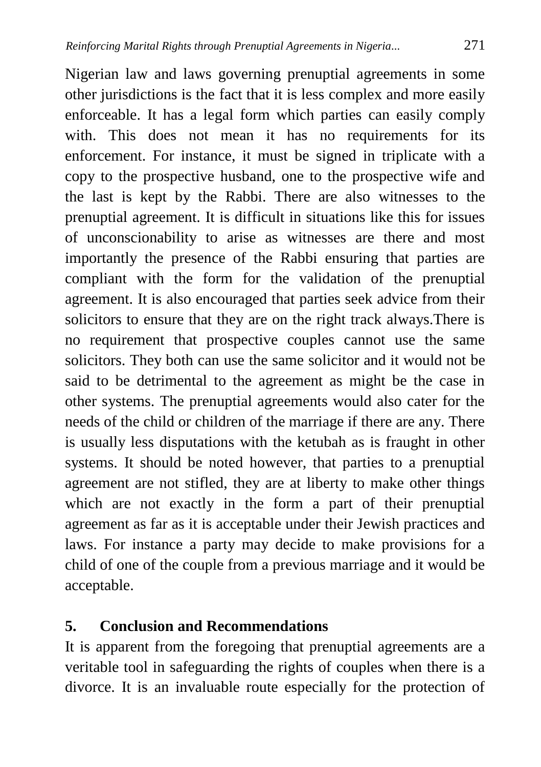Nigerian law and laws governing prenuptial agreements in some other jurisdictions is the fact that it is less complex and more easily enforceable. It has a legal form which parties can easily comply with. This does not mean it has no requirements for its enforcement. For instance, it must be signed in triplicate with a copy to the prospective husband, one to the prospective wife and the last is kept by the Rabbi. There are also witnesses to the prenuptial agreement. It is difficult in situations like this for issues of unconscionability to arise as witnesses are there and most importantly the presence of the Rabbi ensuring that parties are compliant with the form for the validation of the prenuptial agreement. It is also encouraged that parties seek advice from their solicitors to ensure that they are on the right track always.There is no requirement that prospective couples cannot use the same solicitors. They both can use the same solicitor and it would not be said to be detrimental to the agreement as might be the case in other systems. The prenuptial agreements would also cater for the needs of the child or children of the marriage if there are any. There is usually less disputations with the ketubah as is fraught in other systems. It should be noted however, that parties to a prenuptial agreement are not stifled, they are at liberty to make other things which are not exactly in the form a part of their prenuptial agreement as far as it is acceptable under their Jewish practices and laws. For instance a party may decide to make provisions for a child of one of the couple from a previous marriage and it would be acceptable.

## 5. Conclusion and Recommendations

It is apparent from the foregoing that prenuptial agreements are a veritable tool in safeguarding the rights of couples when there is a divorce. It is an invaluable route especially for the protection of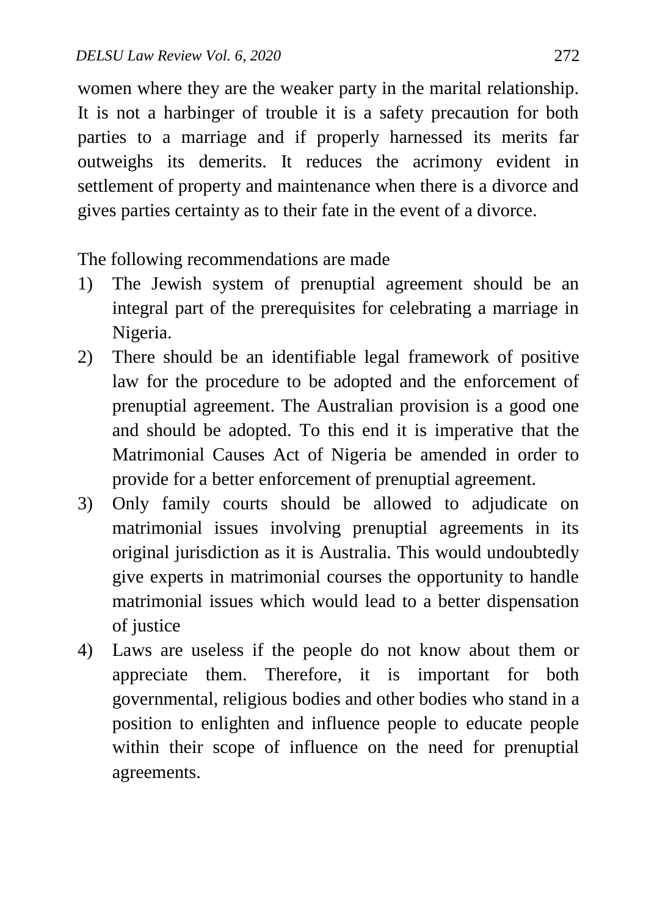women where they are the weaker party in the marital relationship. It is not a harbinger of trouble it is a safety precaution for both parties to a marriage and if properly harnessed its merits far outweighs its demerits. It reduces the acrimony evident in settlement of property and maintenance when there is a divorce and gives parties certainty as to their fate in the event of a divorce.

The following recommendations are made

1) The Jewish system of prenuptial agreement should be an integral part of the prerequisites for celebrating a marriage in Nigeria.
2) There should be an identifiable legal framework of positive law for the procedure to be adopted and the enforcement of prenuptial agreement. The Australian provision is a good one and should be adopted. To this end it is imperative that the Matrimonial Causes Act of Nigeria be amended in order to provide for a better enforcement of prenuptial agreement.
3) Only family courts should be allowed to adjudicate on matrimonial issues involving prenuptial agreements in its original jurisdiction as it is Australia. This would undoubtedly give experts in matrimonial courses the opportunity to handle matrimonial issues which would lead to a better dispensation of justice
4) Laws are useless if the people do not know about them or appreciate them. Therefore, it is important for both governmental, religious bodies and other bodies who stand in a position to enlighten and influence people to educate people within their scope of influence on the need for prenuptial agreements.